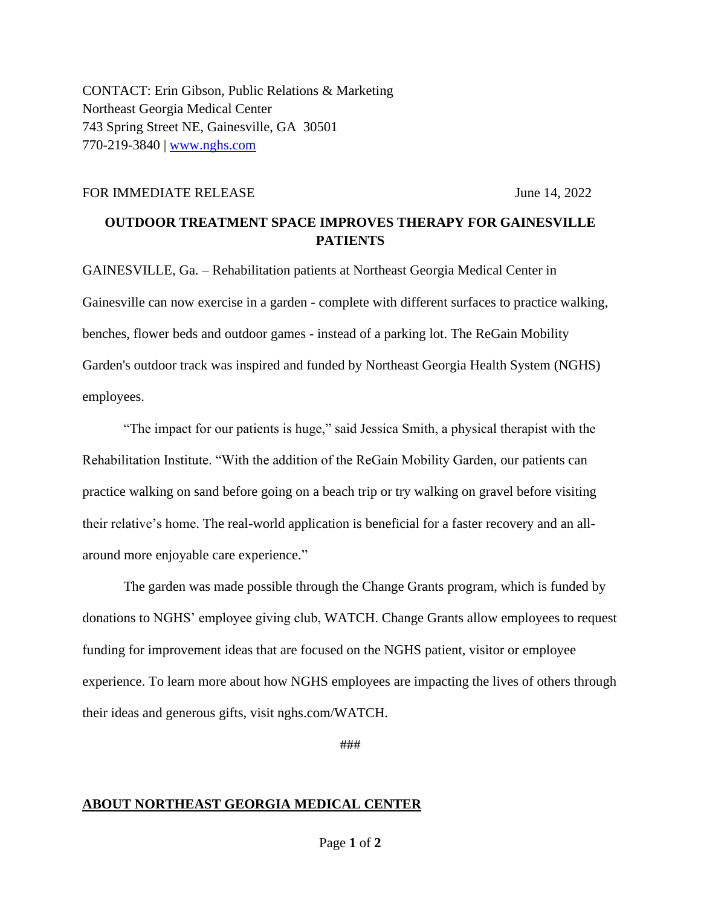CONTACT: Erin Gibson, Public Relations & Marketing
Northeast Georgia Medical Center
743 Spring Street NE, Gainesville, GA 30501
770-219-3840 | [www.nghs.com](http://www.nghs.com)

FOR IMMEDIATE RELEASE June 14, 2022

**OUTDOOR TREATMENT SPACE IMPROVES THERAPY FOR GAINESVILLE PATIENTS**

GAINESVILLE, Ga. – Rehabilitation patients at Northeast Georgia Medical Center in Gainesville can now exercise in a garden - complete with different surfaces to practice walking, benches, flower beds and outdoor games - instead of a parking lot. The ReGain Mobility Garden's outdoor track was inspired and funded by Northeast Georgia Health System (NGHS) employees.

"The impact for our patients is huge," said Jessica Smith, a physical therapist with the Rehabilitation Institute. "With the addition of the ReGain Mobility Garden, our patients can practice walking on sand before going on a beach trip or try walking on gravel before visiting their relative's home. The real-world application is beneficial for a faster recovery and an all-around more enjoyable care experience."

The garden was made possible through the Change Grants program, which is funded by donations to NGHS' employee giving club, WATCH. Change Grants allow employees to request funding for improvement ideas that are focused on the NGHS patient, visitor or employee experience. To learn more about how NGHS employees are impacting the lives of others through their ideas and generous gifts, visit nghs.com/WATCH.

###

**ABOUT NORTHEAST GEORGIA MEDICAL CENTER**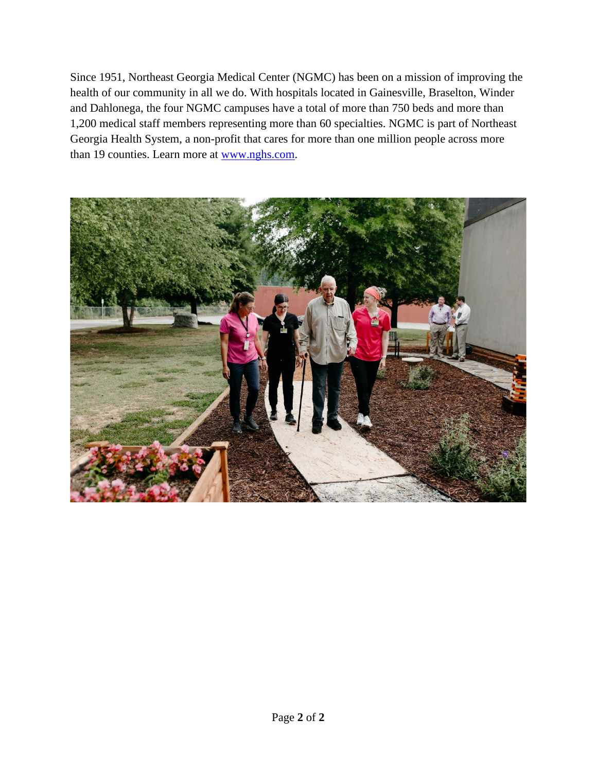Since 1951, Northeast Georgia Medical Center (NGMC) has been on a mission of improving the health of our community in all we do. With hospitals located in Gainesville, Braselton, Winder and Dahlonega, the four NGMC campuses have a total of more than 750 beds and more than 1,200 medical staff members representing more than 60 specialties. NGMC is part of Northeast Georgia Health System, a non-profit that cares for more than one million people across more than 19 counties. Learn more at [www.nghs.com](http://www.nghs.com).